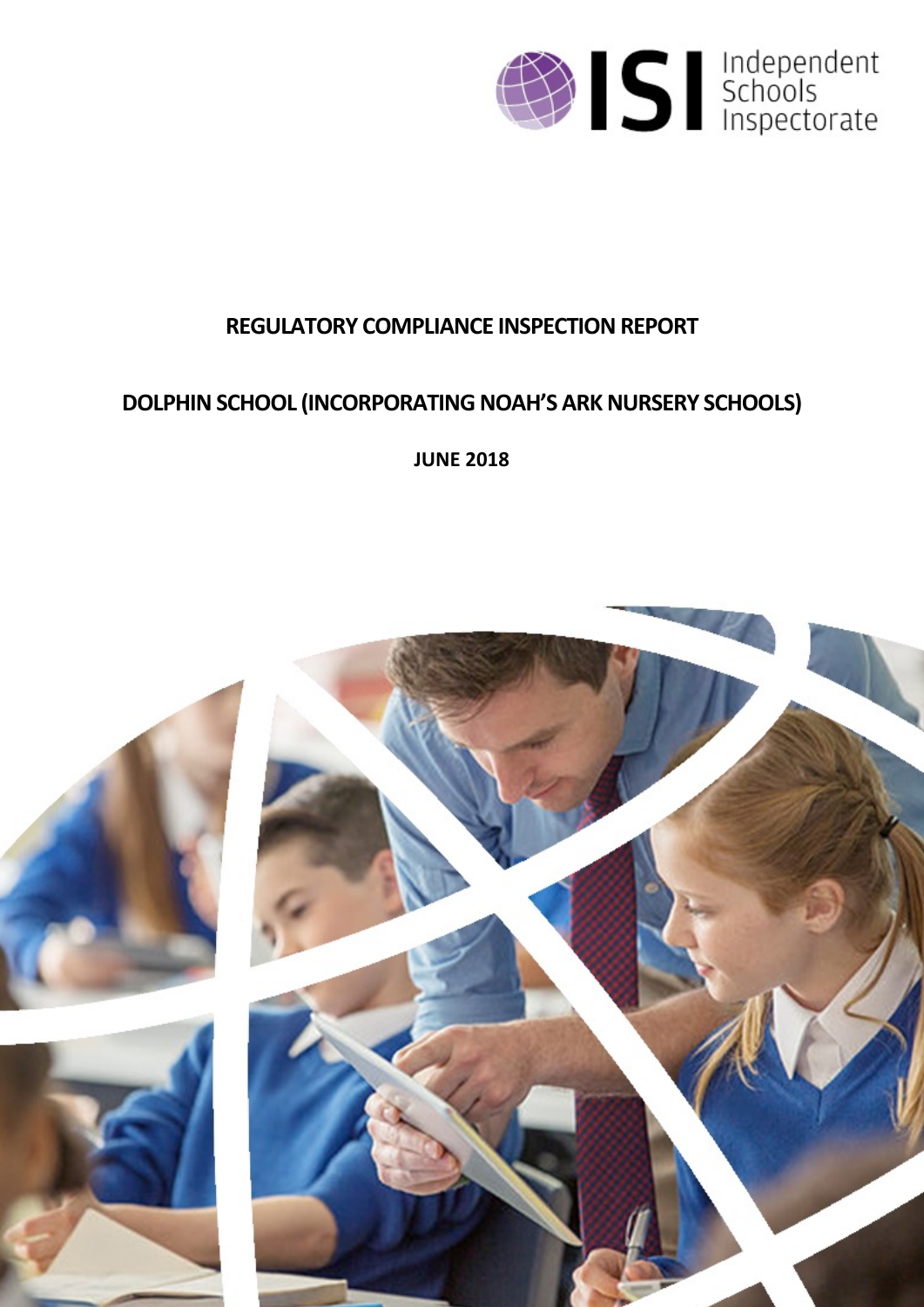ISI Independent Schools Inspectorate

# REGULATORY COMPLIANCE INSPECTION REPORT

## DOLPHIN SCHOOL (INCORPORATING NOAH'S ARK NURSERY SCHOOLS)

**JUNE 2018**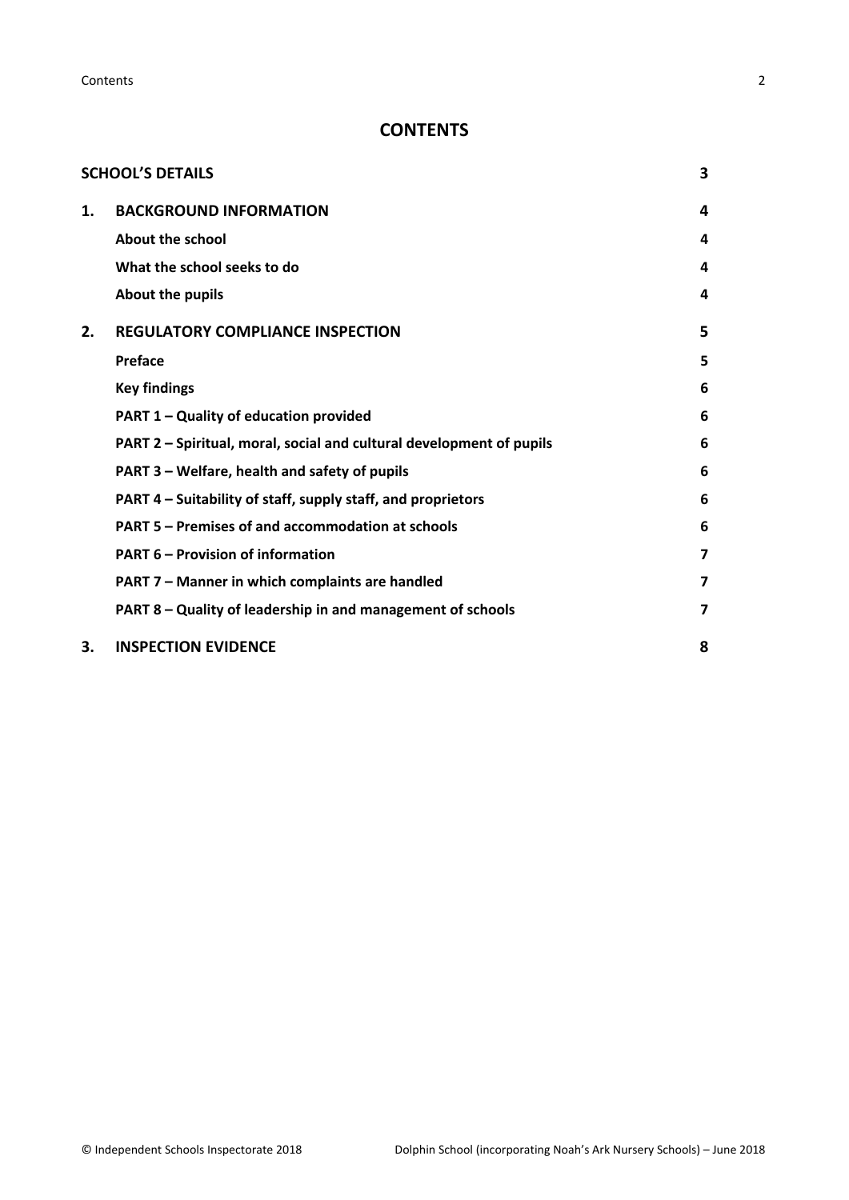# CONTENTS

| | | |
|---|---|---|
| **SCHOOL'S DETAILS** | | **3** |
| **1.** | **BACKGROUND INFORMATION** | **4** |
| | **About the school** | **4** |
| | **What the school seeks to do** | **4** |
| | **About the pupils** | **4** |
| **2.** | **REGULATORY COMPLIANCE INSPECTION** | **5** |
| | **Preface** | **5** |
| | **Key findings** | **6** |
| | **PART 1 – Quality of education provided** | **6** |
| | **PART 2 – Spiritual, moral, social and cultural development of pupils** | **6** |
| | **PART 3 – Welfare, health and safety of pupils** | **6** |
| | **PART 4 – Suitability of staff, supply staff, and proprietors** | **6** |
| | **PART 5 – Premises of and accommodation at schools** | **6** |
| | **PART 6 – Provision of information** | **7** |
| | **PART 7 – Manner in which complaints are handled** | **7** |
| | **PART 8 – Quality of leadership in and management of schools** | **7** |
| **3.** | **INSPECTION EVIDENCE** | **8** |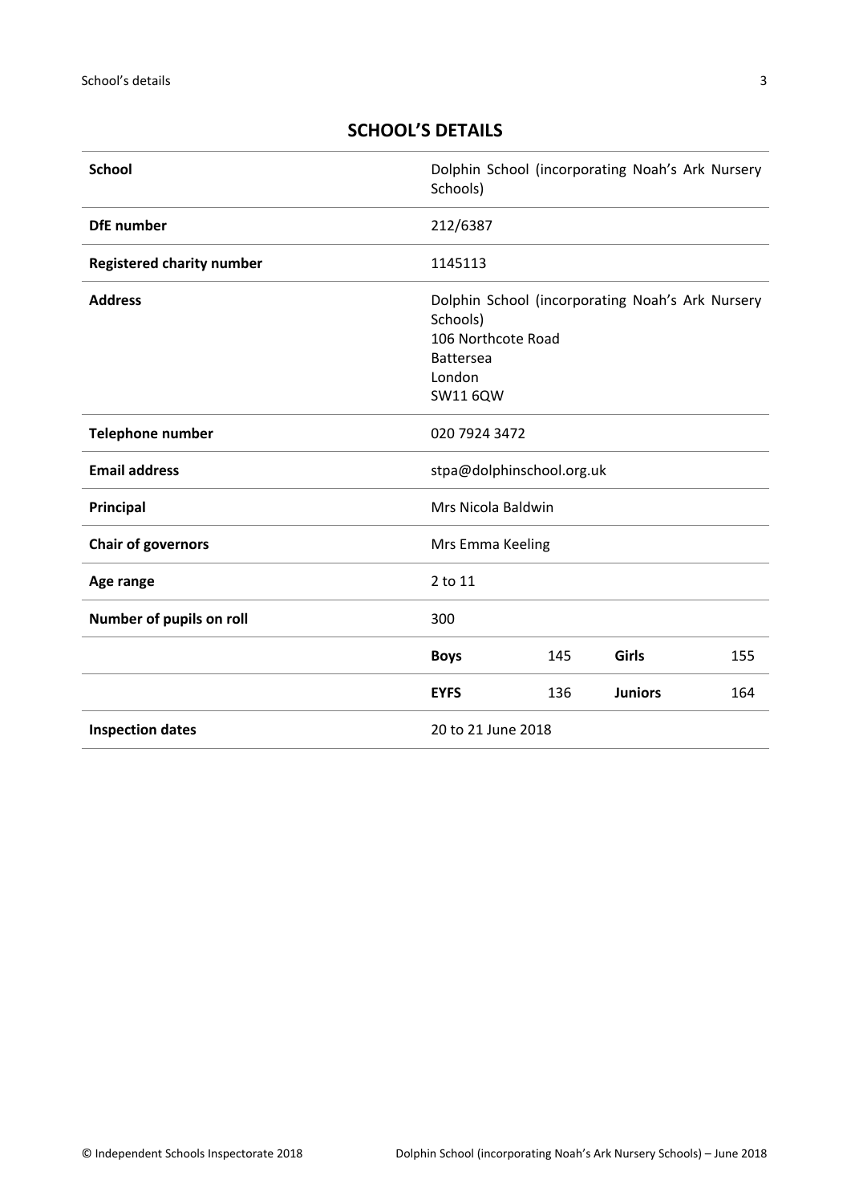## SCHOOL'S DETAILS

| | | | | |
|---|---|---|---|---|
| **School** | Dolphin School (incorporating Noah's Ark Nursery Schools) | | | |
| **DfE number** | 212/6387 | | | |
| **Registered charity number** | 1145113 | | | |
| **Address** | Dolphin School (incorporating Noah's Ark Nursery Schools)<br>106 Northcote Road<br>Battersea<br>London<br>SW11 6QW | | | |
| **Telephone number** | 020 7924 3472 | | | |
| **Email address** | stpa@dolphinschool.org.uk | | | |
| **Principal** | Mrs Nicola Baldwin | | | |
| **Chair of governors** | Mrs Emma Keeling | | | |
| **Age range** | 2 to 11 | | | |
| **Number of pupils on roll** | 300 | | | |
| | **Boys** | 145 | **Girls** | 155 |
| | **EYFS** | 136 | **Juniors** | 164 |
| **Inspection dates** | 20 to 21 June 2018 | | | |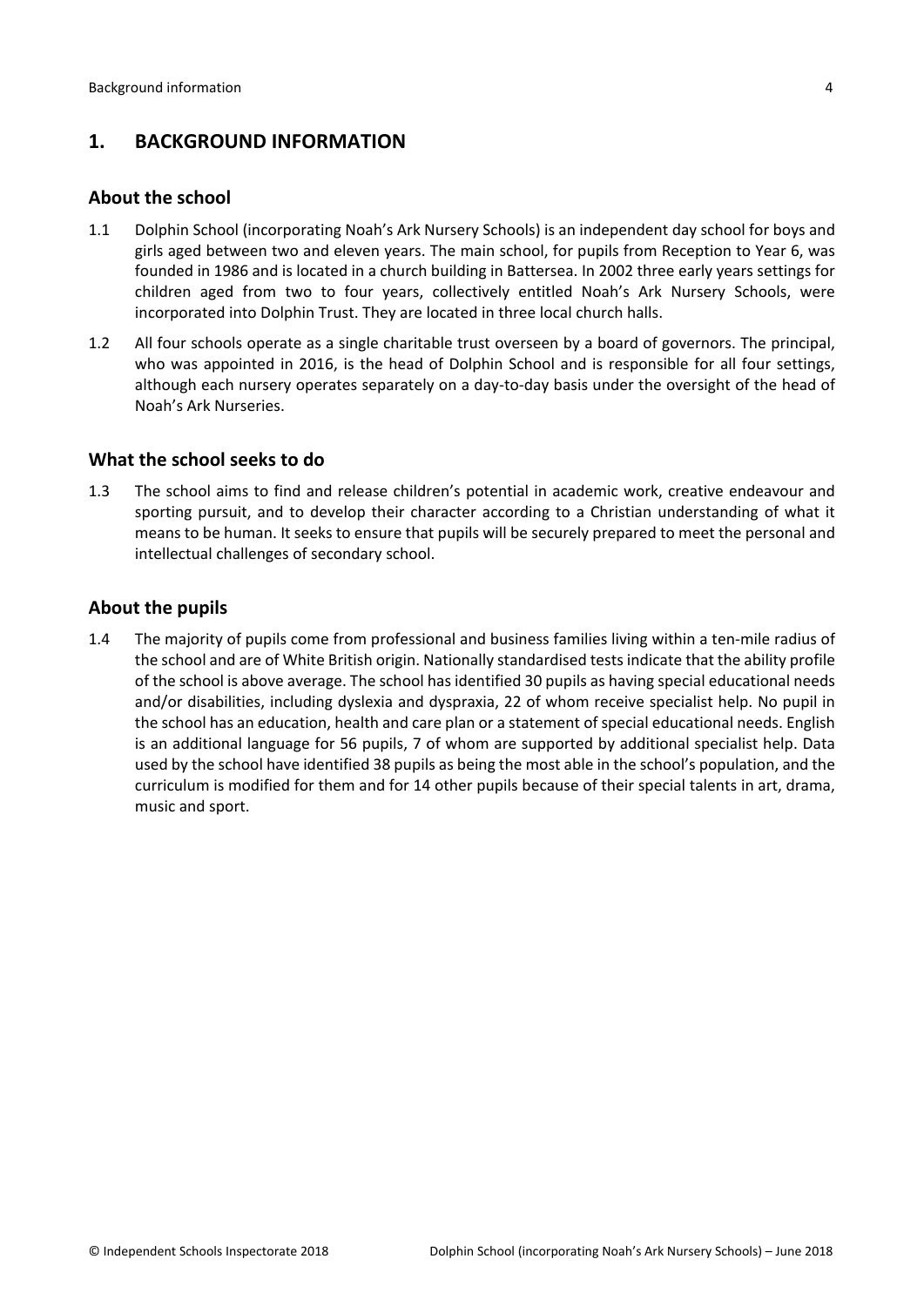## 1. BACKGROUND INFORMATION

### About the school

1.1 Dolphin School (incorporating Noah's Ark Nursery Schools) is an independent day school for boys and girls aged between two and eleven years. The main school, for pupils from Reception to Year 6, was founded in 1986 and is located in a church building in Battersea. In 2002 three early years settings for children aged from two to four years, collectively entitled Noah's Ark Nursery Schools, were incorporated into Dolphin Trust. They are located in three local church halls.

1.2 All four schools operate as a single charitable trust overseen by a board of governors. The principal, who was appointed in 2016, is the head of Dolphin School and is responsible for all four settings, although each nursery operates separately on a day-to-day basis under the oversight of the head of Noah's Ark Nurseries.

### What the school seeks to do

1.3 The school aims to find and release children's potential in academic work, creative endeavour and sporting pursuit, and to develop their character according to a Christian understanding of what it means to be human. It seeks to ensure that pupils will be securely prepared to meet the personal and intellectual challenges of secondary school.

### About the pupils

1.4 The majority of pupils come from professional and business families living within a ten-mile radius of the school and are of White British origin. Nationally standardised tests indicate that the ability profile of the school is above average. The school has identified 30 pupils as having special educational needs and/or disabilities, including dyslexia and dyspraxia, 22 of whom receive specialist help. No pupil in the school has an education, health and care plan or a statement of special educational needs. English is an additional language for 56 pupils, 7 of whom are supported by additional specialist help. Data used by the school have identified 38 pupils as being the most able in the school's population, and the curriculum is modified for them and for 14 other pupils because of their special talents in art, drama, music and sport.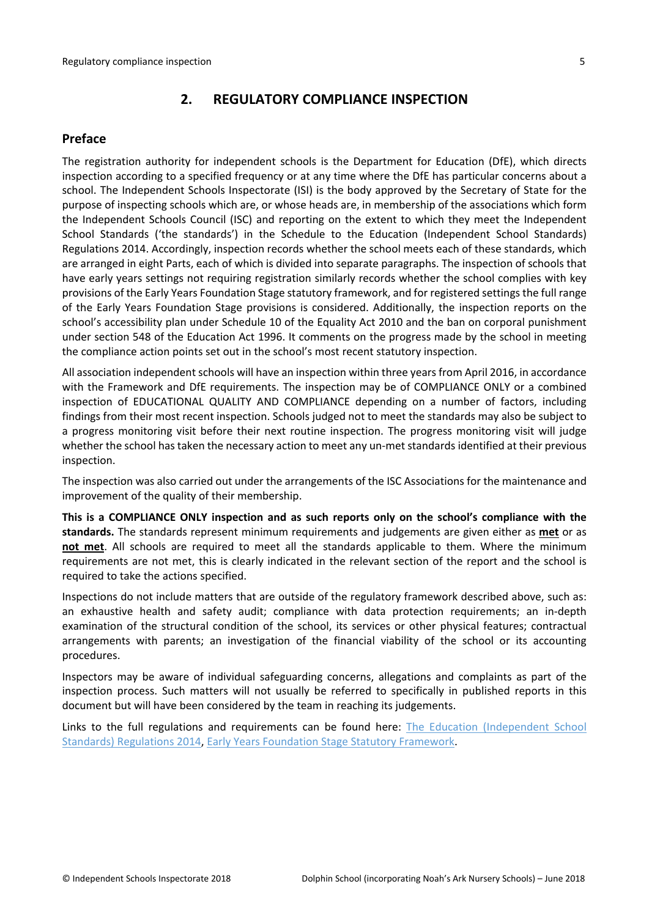## 2. REGULATORY COMPLIANCE INSPECTION

### Preface

The registration authority for independent schools is the Department for Education (DfE), which directs inspection according to a specified frequency or at any time where the DfE has particular concerns about a school. The Independent Schools Inspectorate (ISI) is the body approved by the Secretary of State for the purpose of inspecting schools which are, or whose heads are, in membership of the associations which form the Independent Schools Council (ISC) and reporting on the extent to which they meet the Independent School Standards ('the standards') in the Schedule to the Education (Independent School Standards) Regulations 2014. Accordingly, inspection records whether the school meets each of these standards, which are arranged in eight Parts, each of which is divided into separate paragraphs. The inspection of schools that have early years settings not requiring registration similarly records whether the school complies with key provisions of the Early Years Foundation Stage statutory framework, and for registered settings the full range of the Early Years Foundation Stage provisions is considered. Additionally, the inspection reports on the school's accessibility plan under Schedule 10 of the Equality Act 2010 and the ban on corporal punishment under section 548 of the Education Act 1996. It comments on the progress made by the school in meeting the compliance action points set out in the school's most recent statutory inspection.

All association independent schools will have an inspection within three years from April 2016, in accordance with the Framework and DfE requirements. The inspection may be of COMPLIANCE ONLY or a combined inspection of EDUCATIONAL QUALITY AND COMPLIANCE depending on a number of factors, including findings from their most recent inspection. Schools judged not to meet the standards may also be subject to a progress monitoring visit before their next routine inspection. The progress monitoring visit will judge whether the school has taken the necessary action to meet any un-met standards identified at their previous inspection.

The inspection was also carried out under the arrangements of the ISC Associations for the maintenance and improvement of the quality of their membership.

**This is a COMPLIANCE ONLY inspection and as such reports only on the school's compliance with the standards.** The standards represent minimum requirements and judgements are given either as **met** or as **not met**. All schools are required to meet all the standards applicable to them. Where the minimum requirements are not met, this is clearly indicated in the relevant section of the report and the school is required to take the actions specified.

Inspections do not include matters that are outside of the regulatory framework described above, such as: an exhaustive health and safety audit; compliance with data protection requirements; an in-depth examination of the structural condition of the school, its services or other physical features; contractual arrangements with parents; an investigation of the financial viability of the school or its accounting procedures.

Inspectors may be aware of individual safeguarding concerns, allegations and complaints as part of the inspection process. Such matters will not usually be referred to specifically in published reports in this document but will have been considered by the team in reaching its judgements.

Links to the full regulations and requirements can be found here: The Education (Independent School Standards) Regulations 2014, Early Years Foundation Stage Statutory Framework.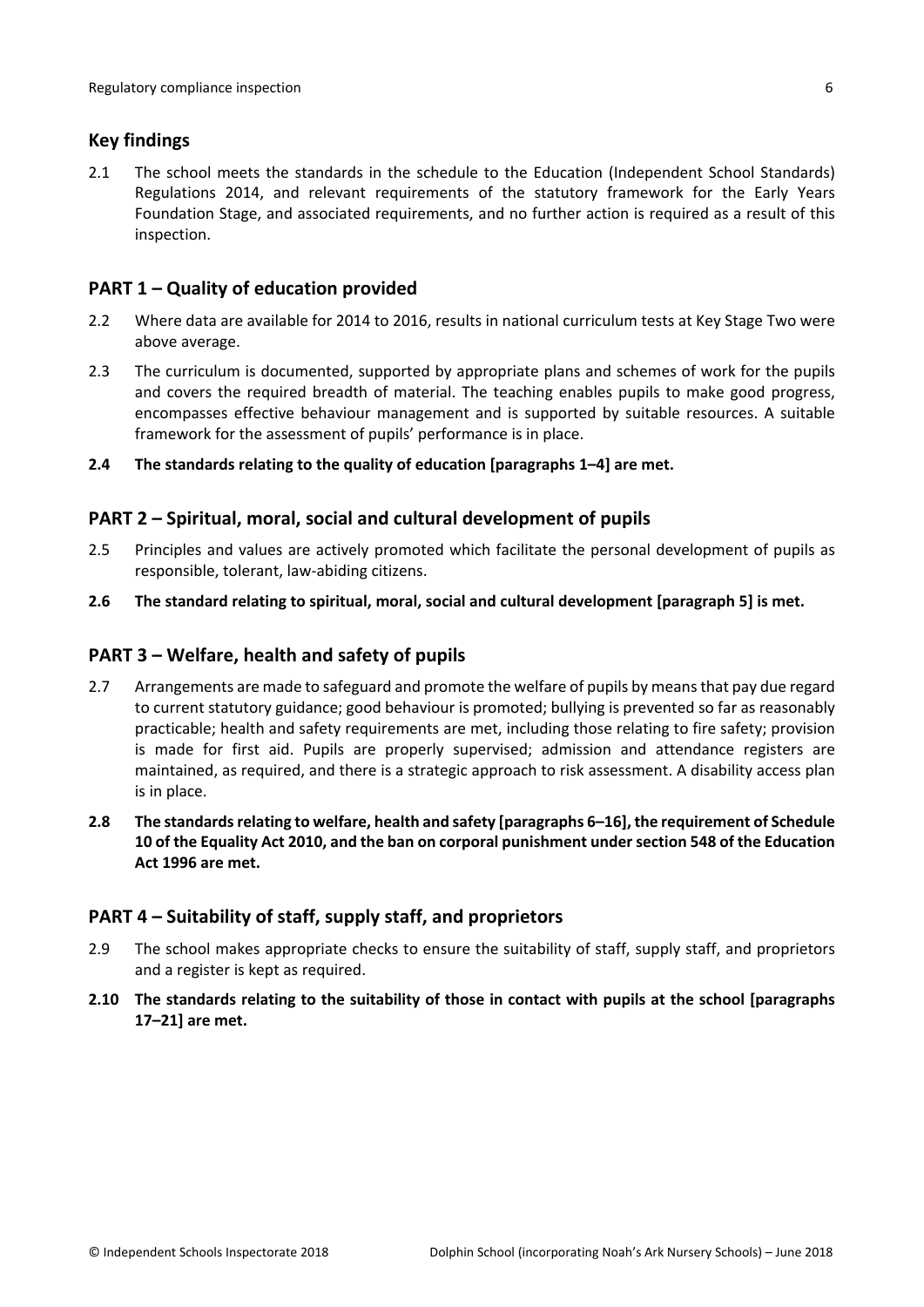## Key findings

2.1 The school meets the standards in the schedule to the Education (Independent School Standards) Regulations 2014, and relevant requirements of the statutory framework for the Early Years Foundation Stage, and associated requirements, and no further action is required as a result of this inspection.

## PART 1 – Quality of education provided

2.2 Where data are available for 2014 to 2016, results in national curriculum tests at Key Stage Two were above average.

2.3 The curriculum is documented, supported by appropriate plans and schemes of work for the pupils and covers the required breadth of material. The teaching enables pupils to make good progress, encompasses effective behaviour management and is supported by suitable resources. A suitable framework for the assessment of pupils' performance is in place.

**2.4 The standards relating to the quality of education [paragraphs 1–4] are met.**

## PART 2 – Spiritual, moral, social and cultural development of pupils

2.5 Principles and values are actively promoted which facilitate the personal development of pupils as responsible, tolerant, law-abiding citizens.

**2.6 The standard relating to spiritual, moral, social and cultural development [paragraph 5] is met.**

## PART 3 – Welfare, health and safety of pupils

2.7 Arrangements are made to safeguard and promote the welfare of pupils by means that pay due regard to current statutory guidance; good behaviour is promoted; bullying is prevented so far as reasonably practicable; health and safety requirements are met, including those relating to fire safety; provision is made for first aid. Pupils are properly supervised; admission and attendance registers are maintained, as required, and there is a strategic approach to risk assessment. A disability access plan is in place.

**2.8 The standards relating to welfare, health and safety [paragraphs 6–16], the requirement of Schedule 10 of the Equality Act 2010, and the ban on corporal punishment under section 548 of the Education Act 1996 are met.**

## PART 4 – Suitability of staff, supply staff, and proprietors

2.9 The school makes appropriate checks to ensure the suitability of staff, supply staff, and proprietors and a register is kept as required.

**2.10 The standards relating to the suitability of those in contact with pupils at the school [paragraphs 17–21] are met.**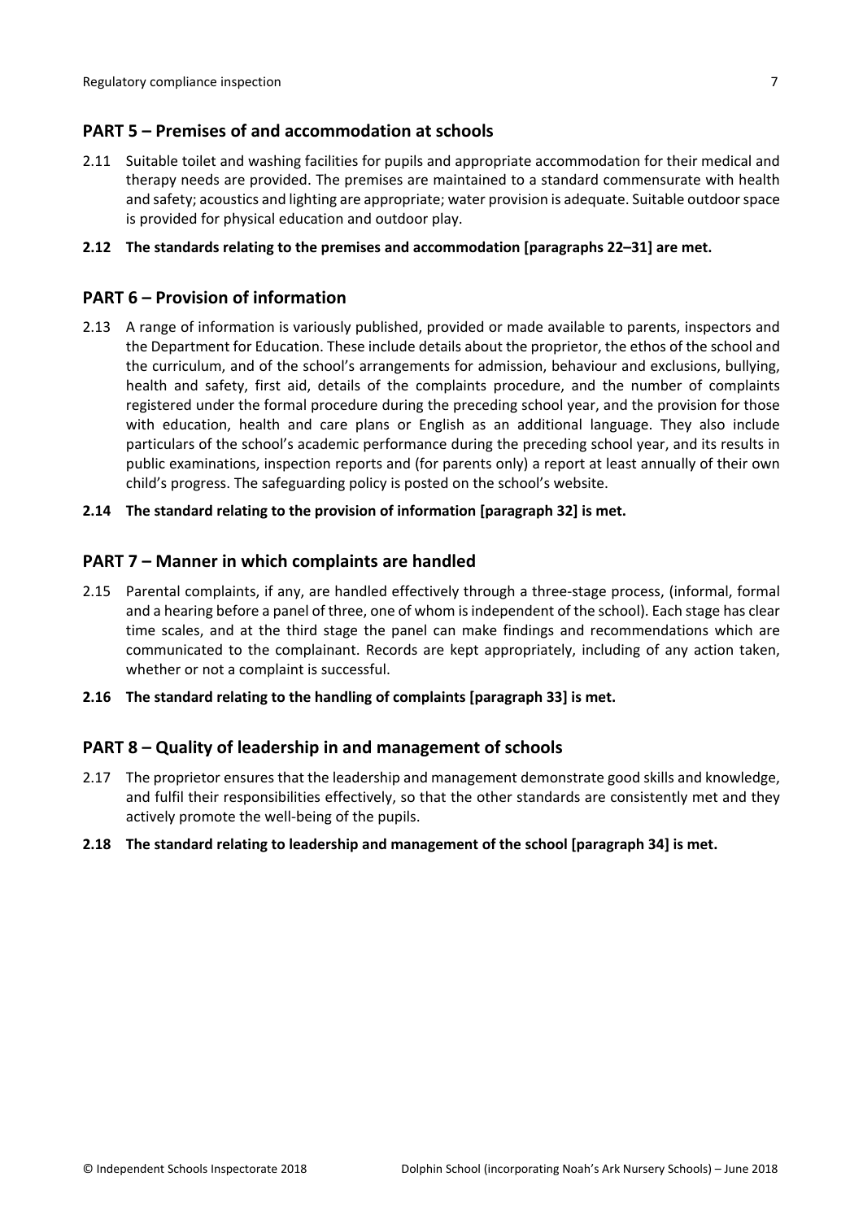## PART 5 – Premises of and accommodation at schools

2.11 Suitable toilet and washing facilities for pupils and appropriate accommodation for their medical and therapy needs are provided. The premises are maintained to a standard commensurate with health and safety; acoustics and lighting are appropriate; water provision is adequate. Suitable outdoor space is provided for physical education and outdoor play.

**2.12 The standards relating to the premises and accommodation [paragraphs 22–31] are met.**

## PART 6 – Provision of information

2.13 A range of information is variously published, provided or made available to parents, inspectors and the Department for Education. These include details about the proprietor, the ethos of the school and the curriculum, and of the school's arrangements for admission, behaviour and exclusions, bullying, health and safety, first aid, details of the complaints procedure, and the number of complaints registered under the formal procedure during the preceding school year, and the provision for those with education, health and care plans or English as an additional language. They also include particulars of the school's academic performance during the preceding school year, and its results in public examinations, inspection reports and (for parents only) a report at least annually of their own child's progress. The safeguarding policy is posted on the school's website.

**2.14 The standard relating to the provision of information [paragraph 32] is met.**

## PART 7 – Manner in which complaints are handled

2.15 Parental complaints, if any, are handled effectively through a three-stage process, (informal, formal and a hearing before a panel of three, one of whom is independent of the school). Each stage has clear time scales, and at the third stage the panel can make findings and recommendations which are communicated to the complainant. Records are kept appropriately, including of any action taken, whether or not a complaint is successful.

**2.16 The standard relating to the handling of complaints [paragraph 33] is met.**

## PART 8 – Quality of leadership in and management of schools

2.17 The proprietor ensures that the leadership and management demonstrate good skills and knowledge, and fulfil their responsibilities effectively, so that the other standards are consistently met and they actively promote the well-being of the pupils.

**2.18 The standard relating to leadership and management of the school [paragraph 34] is met.**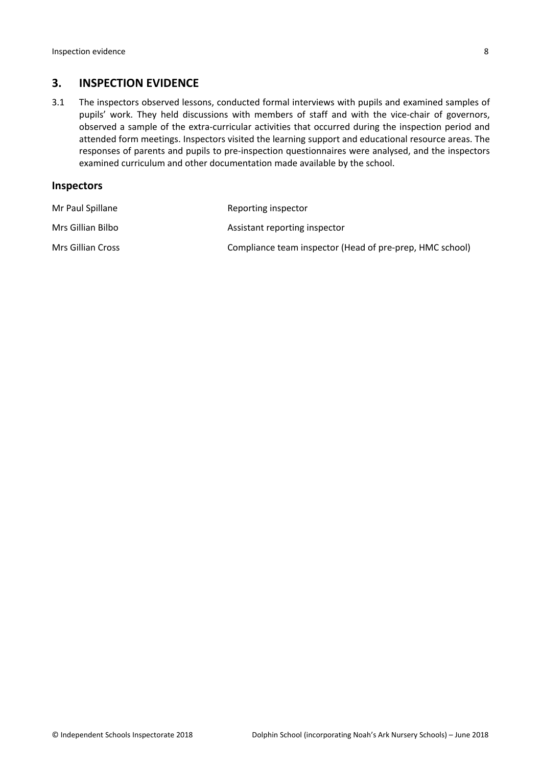## 3. INSPECTION EVIDENCE

3.1 The inspectors observed lessons, conducted formal interviews with pupils and examined samples of pupils' work. They held discussions with members of staff and with the vice-chair of governors, observed a sample of the extra-curricular activities that occurred during the inspection period and attended form meetings. Inspectors visited the learning support and educational resource areas. The responses of parents and pupils to pre-inspection questionnaires were analysed, and the inspectors examined curriculum and other documentation made available by the school.

### Inspectors

| | |
|---|---|
| Mr Paul Spillane | Reporting inspector |
| Mrs Gillian Bilbo | Assistant reporting inspector |
| Mrs Gillian Cross | Compliance team inspector (Head of pre-prep, HMC school) |